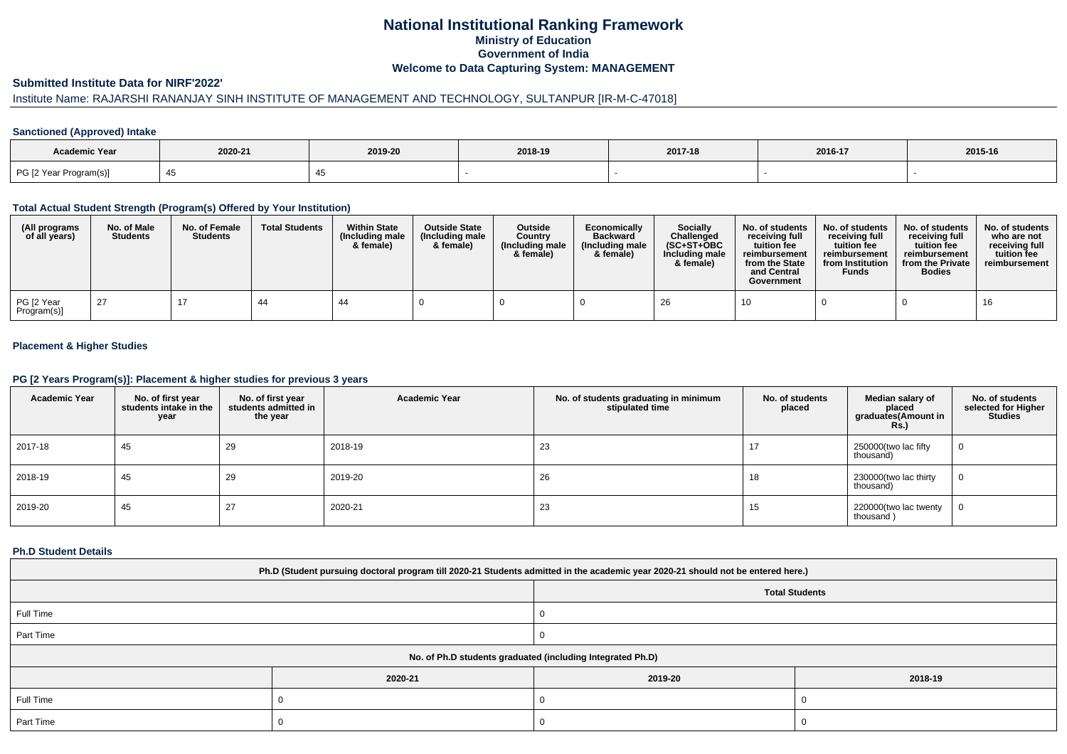# National Institutional Ranking Framework
## Ministry of Education
## Government of India
## Welcome to Data Capturing System: MANAGEMENT

### Submitted Institute Data for NIRF'2022'

Institute Name: RAJARSHI RANANJAY SINH INSTITUTE OF MANAGEMENT AND TECHNOLOGY, SULTANPUR [IR-M-C-47018]

#### Sanctioned (Approved) Intake

| Academic Year | 2020-21 | 2019-20 | 2018-19 | 2017-18 | 2016-17 | 2015-16 |
|---|---|---|---|---|---|---|
| PG [2 Year Program(s)] | 45 | 45 | - | - | - | - |

#### Total Actual Student Strength (Program(s) Offered by Your Institution)

| (All programs of all years) | No. of Male Students | No. of Female Students | Total Students | Within State (Including male & female) | Outside State (Including male & female) | Outside Country (Including male & female) | Economically Backward (Including male & female) | Socially Challenged (SC+ST+OBC Including male & female) | No. of students receiving full tuition fee reimbursement from the State and Central Government | No. of students receiving full tuition fee reimbursement from Institution Funds | No. of students receiving full tuition fee reimbursement from the Private Bodies | No. of students who are not receiving full tuition fee reimbursement |
|---|---|---|---|---|---|---|---|---|---|---|---|---|
| PG [2 Year Program(s)] | 27 | 17 | 44 | 44 | 0 | 0 | 0 | 26 | 10 | 0 | 0 | 16 |

#### Placement & Higher Studies

#### PG [2 Years Program(s)]: Placement & higher studies for previous 3 years

| Academic Year | No. of first year students intake in the year | No. of first year students admitted in the year | Academic Year | No. of students graduating in minimum stipulated time | No. of students placed | Median salary of placed graduates(Amount in Rs.) | No. of students selected for Higher Studies |
|---|---|---|---|---|---|---|---|
| 2017-18 | 45 | 29 | 2018-19 | 23 | 17 | 250000(two lac fifty thousand) | 0 |
| 2018-19 | 45 | 29 | 2019-20 | 26 | 18 | 230000(two lac thirty thousand) | 0 |
| 2019-20 | 45 | 27 | 2020-21 | 23 | 15 | 220000(two lac twenty thousand ) | 0 |

#### Ph.D Student Details

| Ph.D (Student pursuing doctoral program till 2020-21 Students admitted in the academic year 2020-21 should not be entered here.) | |
|---|---|
| | Total Students |
| Full Time | 0 |
| Part Time | 0 |

| No. of Ph.D students graduated (including Integrated Ph.D) | | | |
|---|---|---|---|
| | 2020-21 | 2019-20 | 2018-19 |
| Full Time | 0 | 0 | 0 |
| Part Time | 0 | 0 | 0 |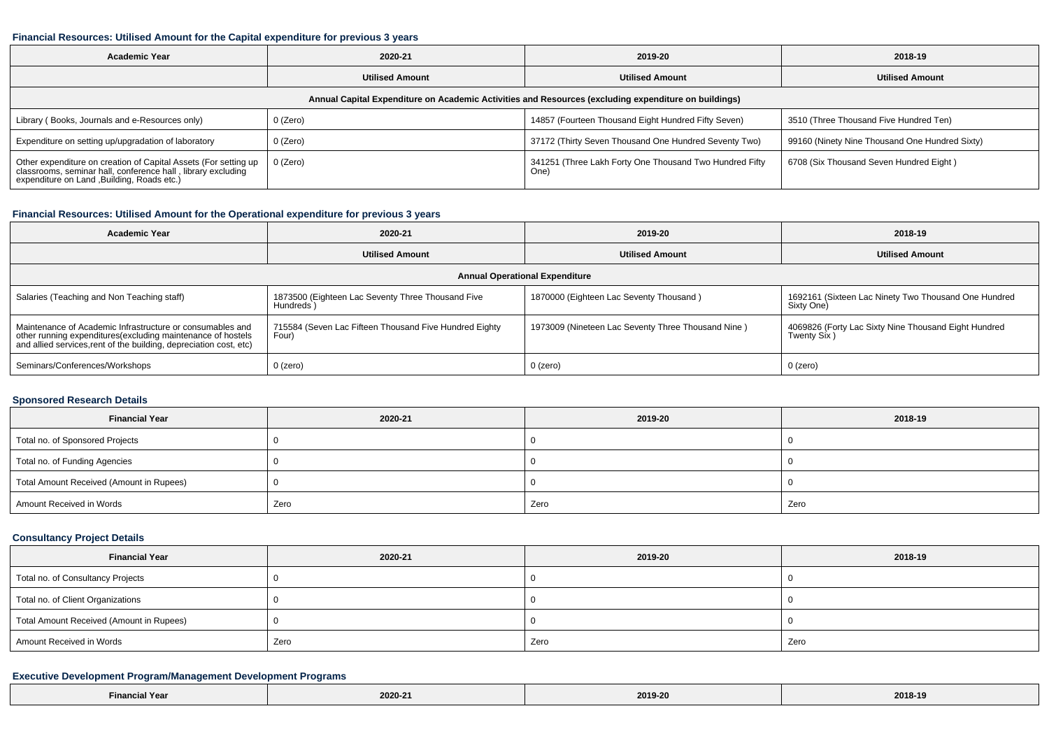### Financial Resources: Utilised Amount for the Capital expenditure for previous 3 years

| Academic Year | 2020-21 | 2019-20 | 2018-19 |
|---|---|---|---|
| | Utilised Amount | Utilised Amount | Utilised Amount |
| Annual Capital Expenditure on Academic Activities and Resources (excluding expenditure on buildings) | | | |
| Library ( Books, Journals and e-Resources only) | 0 (Zero) | 14857 (Fourteen Thousand Eight Hundred Fifty Seven) | 3510 (Three Thousand Five Hundred Ten) |
| Expenditure on setting up/upgradation of laboratory | 0 (Zero) | 37172 (Thirty Seven Thousand One Hundred Seventy Two) | 99160 (Ninety Nine Thousand One Hundred Sixty) |
| Other expenditure on creation of Capital Assets (For setting up classrooms, seminar hall, conference hall , library excluding expenditure on Land ,Building, Roads etc.) | 0 (Zero) | 341251 (Three Lakh Forty One Thousand Two Hundred Fifty One) | 6708 (Six Thousand Seven Hundred Eight ) |

### Financial Resources: Utilised Amount for the Operational expenditure for previous 3 years

| Academic Year | 2020-21 | 2019-20 | 2018-19 |
|---|---|---|---|
| | Utilised Amount | Utilised Amount | Utilised Amount |
| Annual Operational Expenditure | | | |
| Salaries (Teaching and Non Teaching staff) | 1873500 (Eighteen Lac Seventy Three Thousand Five Hundreds ) | 1870000 (Eighteen Lac Seventy Thousand ) | 1692161 (Sixteen Lac Ninety Two Thousand One Hundred Sixty One) |
| Maintenance of Academic Infrastructure or consumables and other running expenditures(excluding maintenance of hostels and allied services,rent of the building, depreciation cost, etc) | 715584 (Seven Lac Fifteen Thousand Five Hundred Eighty Four) | 1973009 (Nineteen Lac Seventy Three Thousand Nine ) | 4069826 (Forty Lac Sixty Nine Thousand Eight Hundred Twenty Six ) |
| Seminars/Conferences/Workshops | 0 (zero) | 0 (zero) | 0 (zero) |

### Sponsored Research Details

| Financial Year | 2020-21 | 2019-20 | 2018-19 |
|---|---|---|---|
| Total no. of Sponsored Projects | 0 | 0 | 0 |
| Total no. of Funding Agencies | 0 | 0 | 0 |
| Total Amount Received (Amount in Rupees) | 0 | 0 | 0 |
| Amount Received in Words | Zero | Zero | Zero |

### Consultancy Project Details

| Financial Year | 2020-21 | 2019-20 | 2018-19 |
|---|---|---|---|
| Total no. of Consultancy Projects | 0 | 0 | 0 |
| Total no. of Client Organizations | 0 | 0 | 0 |
| Total Amount Received (Amount in Rupees) | 0 | 0 | 0 |
| Amount Received in Words | Zero | Zero | Zero |

### Executive Development Program/Management Development Programs

| Financial Year | 2020-21 | 2019-20 | 2018-19 |
|---|---|---|---|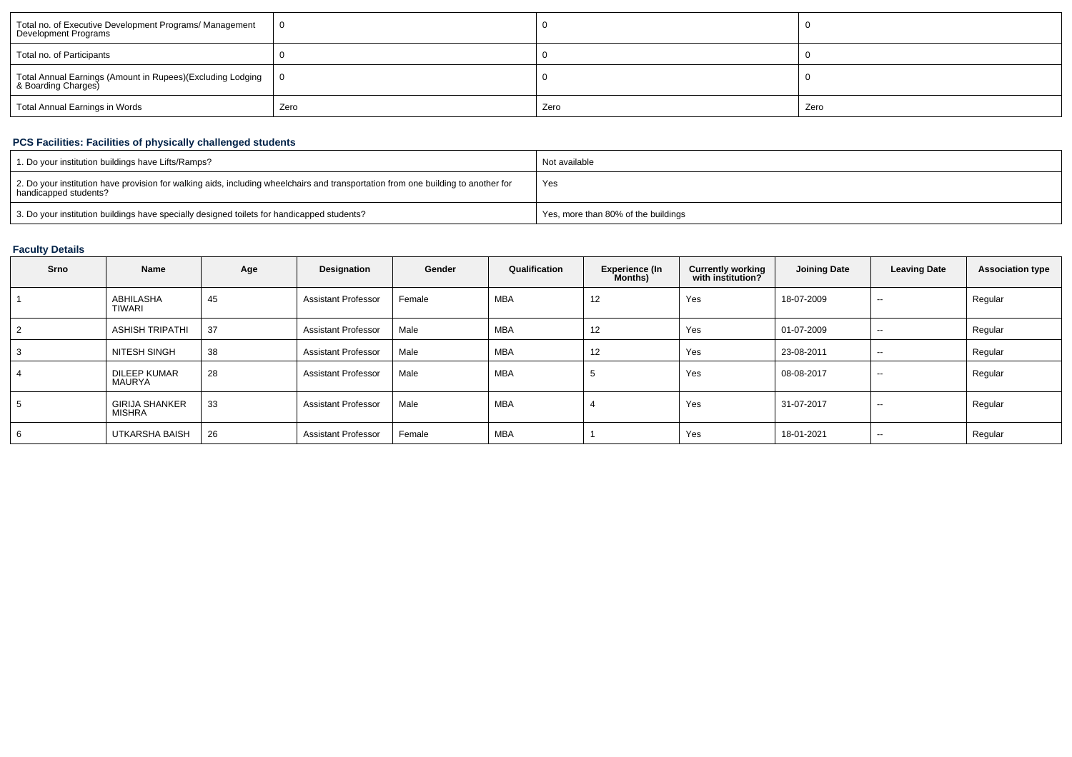| | | | |
|---|---|---|---|
| Total no. of Executive Development Programs/ Management Development Programs | 0 | 0 | 0 |
| Total no. of Participants | 0 | 0 | 0 |
| Total Annual Earnings (Amount in Rupees)(Excluding Lodging & Boarding Charges) | 0 | 0 | 0 |
| Total Annual Earnings in Words | Zero | Zero | Zero |

## PCS Facilities: Facilities of physically challenged students

| | |
|---|---|
| 1. Do your institution buildings have Lifts/Ramps? | Not available |
| 2. Do your institution have provision for walking aids, including wheelchairs and transportation from one building to another for handicapped students? | Yes |
| 3. Do your institution buildings have specially designed toilets for handicapped students? | Yes, more than 80% of the buildings |

## Faculty Details

| Srno | Name | Age | Designation | Gender | Qualification | Experience (In Months) | Currently working with institution? | Joining Date | Leaving Date | Association type |
|---|---|---|---|---|---|---|---|---|---|---|
| 1 | ABHILASHA TIWARI | 45 | Assistant Professor | Female | MBA | 12 | Yes | 18-07-2009 | -- | Regular |
| 2 | ASHISH TRIPATHI | 37 | Assistant Professor | Male | MBA | 12 | Yes | 01-07-2009 | -- | Regular |
| 3 | NITESH SINGH | 38 | Assistant Professor | Male | MBA | 12 | Yes | 23-08-2011 | -- | Regular |
| 4 | DILEEP KUMAR MAURYA | 28 | Assistant Professor | Male | MBA | 5 | Yes | 08-08-2017 | -- | Regular |
| 5 | GIRIJA SHANKER MISHRA | 33 | Assistant Professor | Male | MBA | 4 | Yes | 31-07-2017 | -- | Regular |
| 6 | UTKARSHA BAISH | 26 | Assistant Professor | Female | MBA | 1 | Yes | 18-01-2021 | -- | Regular |